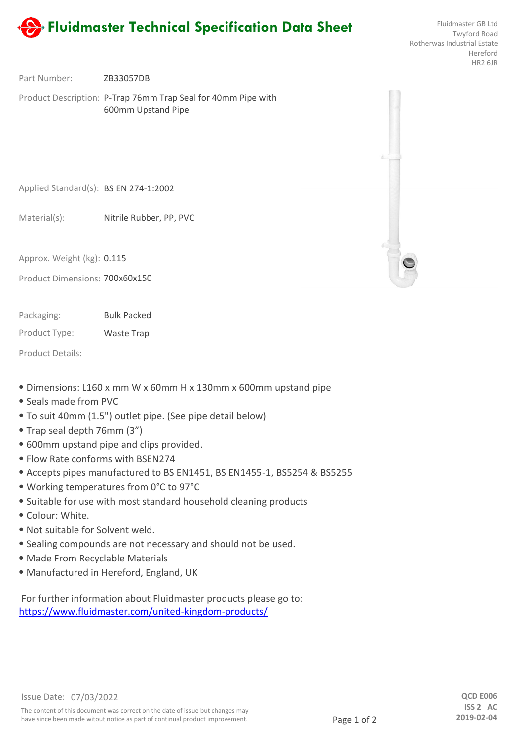# Fluidmaster Technical Specification Data Sheet

Fluidmaster GB Ltd
Twyford Road
Rotherwas Industrial Estate
Hereford
HR2 6JR

Part Number: ZB33057DB

Product Description: P-Trap 76mm Trap Seal for 40mm Pipe with 600mm Upstand Pipe

Applied Standard(s): BS EN 274-1:2002

Material(s): Nitrile Rubber, PP, PVC

Approx. Weight (kg): 0.115

Product Dimensions: 700x60x150

Packaging: Bulk Packed

Product Type: Waste Trap

Product Details:

- Dimensions: L160 x mm W x 60mm H x 130mm x 600mm upstand pipe
- Seals made from PVC
- To suit 40mm (1.5") outlet pipe. (See pipe detail below)
- Trap seal depth 76mm (3")
- 600mm upstand pipe and clips provided.
- Flow Rate conforms with BSEN274
- Accepts pipes manufactured to BS EN1451, BS EN1455-1, BS5254 & BS5255
- Working temperatures from 0°C to 97°C
- Suitable for use with most standard household cleaning products
- Colour: White.
- Not suitable for Solvent weld.
- Sealing compounds are not necessary and should not be used.
- Made From Recyclable Materials
- Manufactured in Hereford, England, UK

For further information about Fluidmaster products please go to:
https://www.fluidmaster.com/united-kingdom-products/

Issue Date: 07/03/2022

The content of this document was correct on the date of issue but changes may have since been made witout notice as part of continual product improvement.

QCD E006
ISS 2 AC
2019-02-04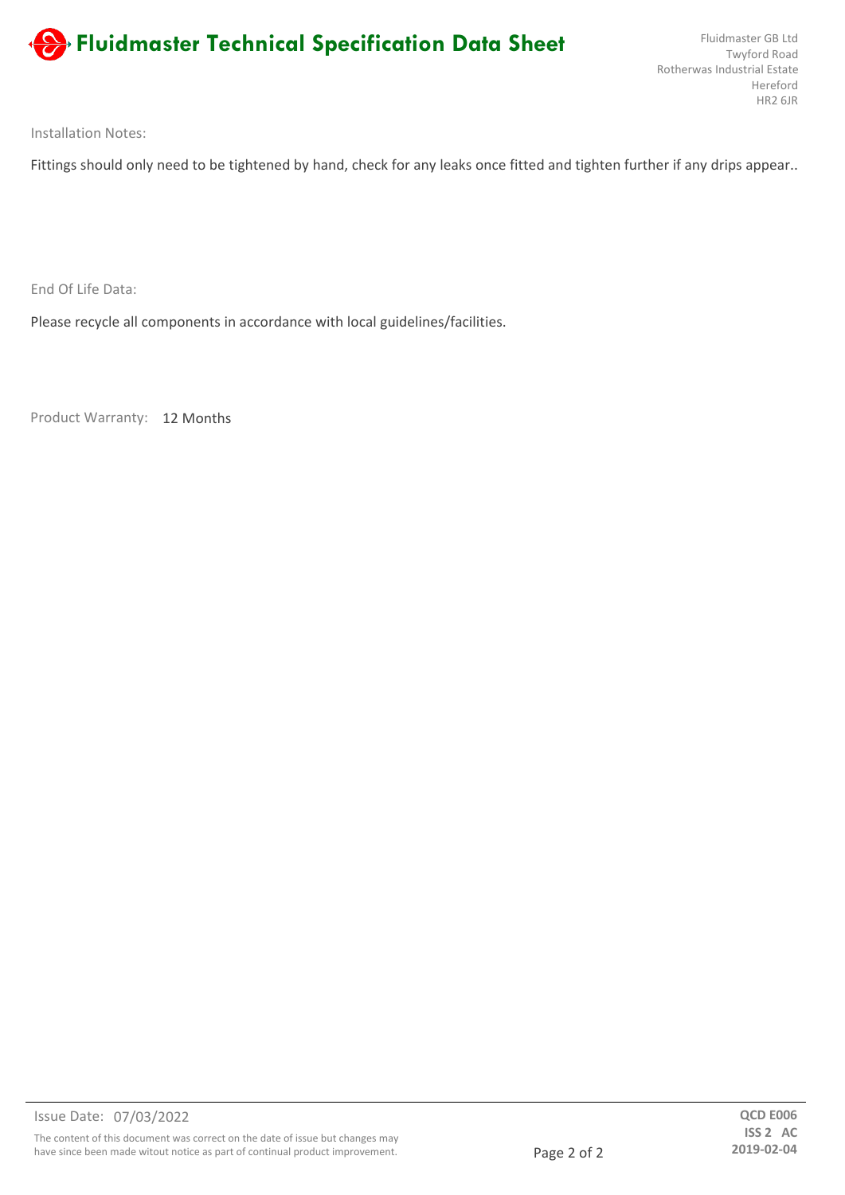Installation Notes:

Fittings should only need to be tightened by hand, check for any leaks once fitted and tighten further if any drips appear..

End Of Life Data:

Please recycle all components in accordance with local guidelines/facilities.

Product Warranty: 12 Months

Issue Date: 07/03/2022

The content of this document was correct on the date of issue but changes may have since been made witout notice as part of continual product improvement.

**QCD E006**
**ISS 2 AC**
**2019-02-04**